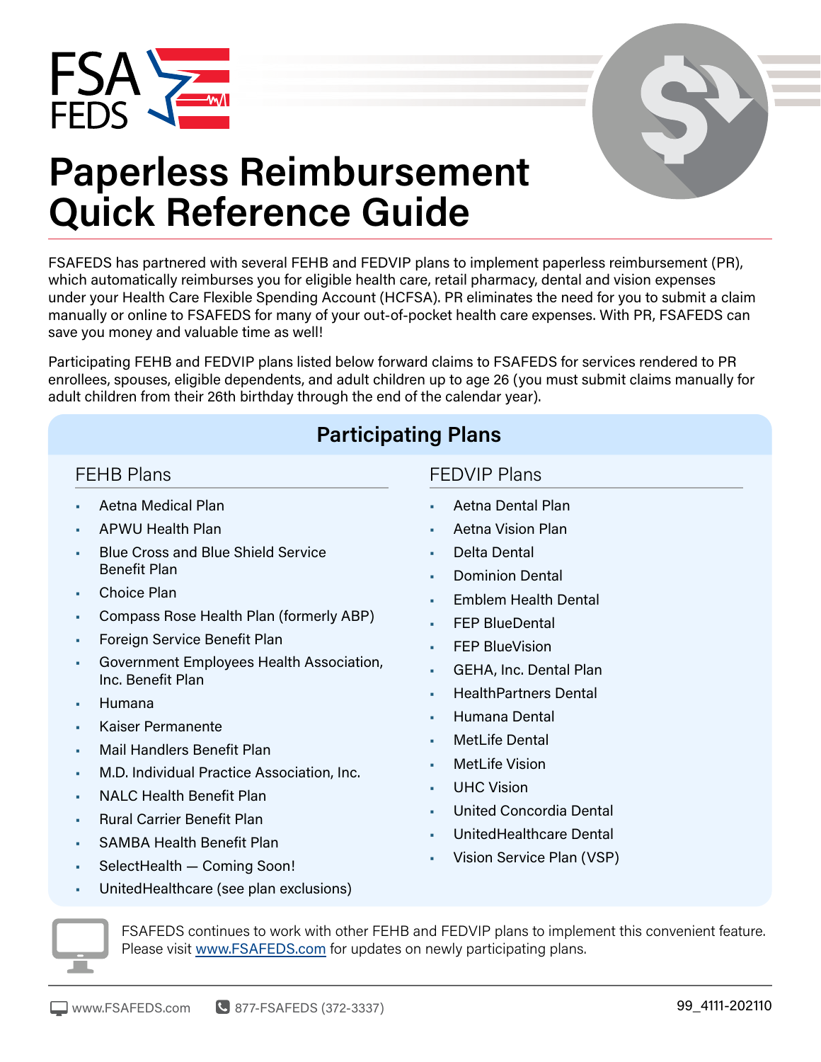FSA FEDS

# Paperless Reimbursement Quick Reference Guide

FSAFEDS has partnered with several FEHB and FEDVIP plans to implement paperless reimbursement (PR), which automatically reimburses you for eligible health care, retail pharmacy, dental and vision expenses under your Health Care Flexible Spending Account (HCFSA). PR eliminates the need for you to submit a claim manually or online to FSAFEDS for many of your out-of-pocket health care expenses. With PR, FSAFEDS can save you money and valuable time as well!

Participating FEHB and FEDVIP plans listed below forward claims to FSAFEDS for services rendered to PR enrollees, spouses, eligible dependents, and adult children up to age 26 (you must submit claims manually for adult children from their 26th birthday through the end of the calendar year).

## Participating Plans

### FEHB Plans

- Aetna Medical Plan
- APWU Health Plan
- Blue Cross and Blue Shield Service Benefit Plan
- Choice Plan
- Compass Rose Health Plan (formerly ABP)
- Foreign Service Benefit Plan
- Government Employees Health Association, Inc. Benefit Plan
- Humana
- Kaiser Permanente
- Mail Handlers Benefit Plan
- M.D. Individual Practice Association, Inc.
- NALC Health Benefit Plan
- Rural Carrier Benefit Plan
- SAMBA Health Benefit Plan
- SelectHealth — Coming Soon!
- UnitedHealthcare (see plan exclusions)

### FEDVIP Plans

- Aetna Dental Plan
- Aetna Vision Plan
- Delta Dental
- Dominion Dental
- Emblem Health Dental
- FEP BlueDental
- FEP BlueVision
- GEHA, Inc. Dental Plan
- HealthPartners Dental
- Humana Dental
- MetLife Dental
- MetLife Vision
- UHC Vision
- United Concordia Dental
- UnitedHealthcare Dental
- Vision Service Plan (VSP)

FSAFEDS continues to work with other FEHB and FEDVIP plans to implement this convenient feature. Please visit [www.FSAFEDS.com](http://www.FSAFEDS.com) for updates on newly participating plans.

www.FSAFEDS.com 877-FSAFEDS (372-3337) 99_4111-202110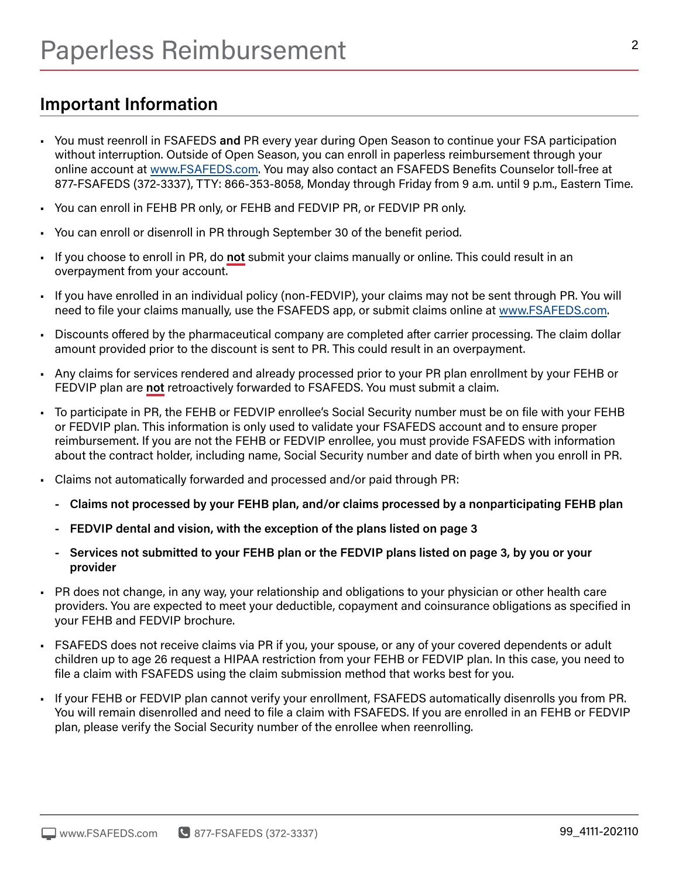# Paperless Reimbursement

## Important Information

- You must reenroll in FSAFEDS **and** PR every year during Open Season to continue your FSA participation without interruption. Outside of Open Season, you can enroll in paperless reimbursement through your online account at [www.FSAFEDS.com](www.FSAFEDS.com). You may also contact an FSAFEDS Benefits Counselor toll-free at 877-FSAFEDS (372-3337), TTY: 866-353-8058, Monday through Friday from 9 a.m. until 9 p.m., Eastern Time.
- You can enroll in FEHB PR only, or FEHB and FEDVIP PR, or FEDVIP PR only.
- You can enroll or disenroll in PR through September 30 of the benefit period.
- If you choose to enroll in PR, do **not** submit your claims manually or online. This could result in an overpayment from your account.
- If you have enrolled in an individual policy (non-FEDVIP), your claims may not be sent through PR. You will need to file your claims manually, use the FSAFEDS app, or submit claims online at [www.FSAFEDS.com](www.FSAFEDS.com).
- Discounts offered by the pharmaceutical company are completed after carrier processing. The claim dollar amount provided prior to the discount is sent to PR. This could result in an overpayment.
- Any claims for services rendered and already processed prior to your PR plan enrollment by your FEHB or FEDVIP plan are **not** retroactively forwarded to FSAFEDS. You must submit a claim.
- To participate in PR, the FEHB or FEDVIP enrollee's Social Security number must be on file with your FEHB or FEDVIP plan. This information is only used to validate your FSAFEDS account and to ensure proper reimbursement. If you are not the FEHB or FEDVIP enrollee, you must provide FSAFEDS with information about the contract holder, including name, Social Security number and date of birth when you enroll in PR.
- Claims not automatically forwarded and processed and/or paid through PR:
  - **Claims not processed by your FEHB plan, and/or claims processed by a nonparticipating FEHB plan**
  - **FEDVIP dental and vision, with the exception of the plans listed on page 3**
  - **Services not submitted to your FEHB plan or the FEDVIP plans listed on page 3, by you or your provider**
- PR does not change, in any way, your relationship and obligations to your physician or other health care providers. You are expected to meet your deductible, copayment and coinsurance obligations as specified in your FEHB and FEDVIP brochure.
- FSAFEDS does not receive claims via PR if you, your spouse, or any of your covered dependents or adult children up to age 26 request a HIPAA restriction from your FEHB or FEDVIP plan. In this case, you need to file a claim with FSAFEDS using the claim submission method that works best for you.
- If your FEHB or FEDVIP plan cannot verify your enrollment, FSAFEDS automatically disenrolls you from PR. You will remain disenrolled and need to file a claim with FSAFEDS. If you are enrolled in an FEHB or FEDVIP plan, please verify the Social Security number of the enrollee when reenrolling.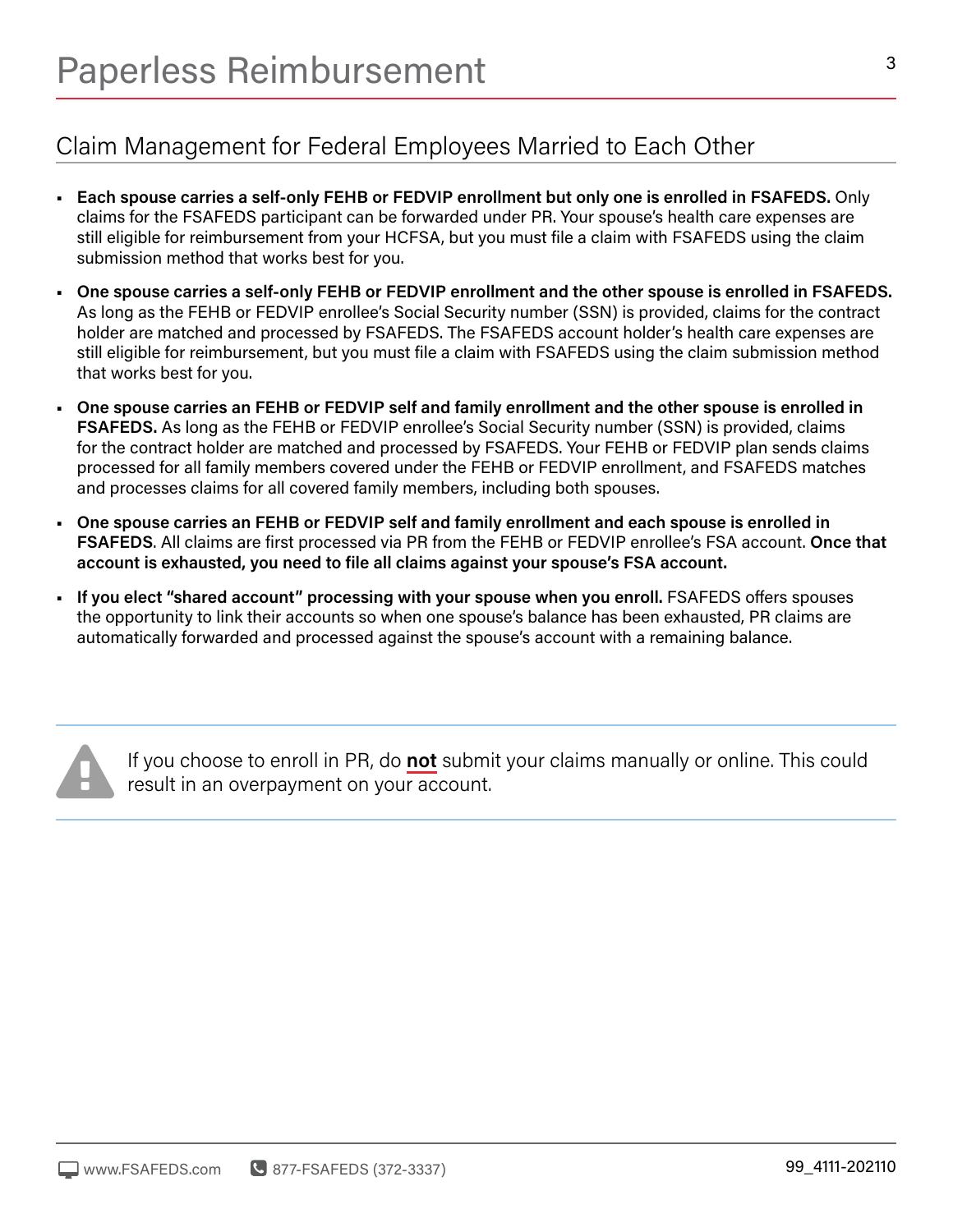# Paperless Reimbursement

## Claim Management for Federal Employees Married to Each Other

- **Each spouse carries a self-only FEHB or FEDVIP enrollment but only one is enrolled in FSAFEDS.** Only claims for the FSAFEDS participant can be forwarded under PR. Your spouse's health care expenses are still eligible for reimbursement from your HCFSA, but you must file a claim with FSAFEDS using the claim submission method that works best for you.
- **One spouse carries a self-only FEHB or FEDVIP enrollment and the other spouse is enrolled in FSAFEDS.** As long as the FEHB or FEDVIP enrollee's Social Security number (SSN) is provided, claims for the contract holder are matched and processed by FSAFEDS. The FSAFEDS account holder's health care expenses are still eligible for reimbursement, but you must file a claim with FSAFEDS using the claim submission method that works best for you.
- **One spouse carries an FEHB or FEDVIP self and family enrollment and the other spouse is enrolled in FSAFEDS.** As long as the FEHB or FEDVIP enrollee's Social Security number (SSN) is provided, claims for the contract holder are matched and processed by FSAFEDS. Your FEHB or FEDVIP plan sends claims processed for all family members covered under the FEHB or FEDVIP enrollment, and FSAFEDS matches and processes claims for all covered family members, including both spouses.
- **One spouse carries an FEHB or FEDVIP self and family enrollment and each spouse is enrolled in FSAFEDS**. All claims are first processed via PR from the FEHB or FEDVIP enrollee's FSA account. **Once that account is exhausted, you need to file all claims against your spouse's FSA account.**
- **If you elect "shared account" processing with your spouse when you enroll.** FSAFEDS offers spouses the opportunity to link their accounts so when one spouse's balance has been exhausted, PR claims are automatically forwarded and processed against the spouse's account with a remaining balance.

If you choose to enroll in PR, do **not** submit your claims manually or online. This could result in an overpayment on your account.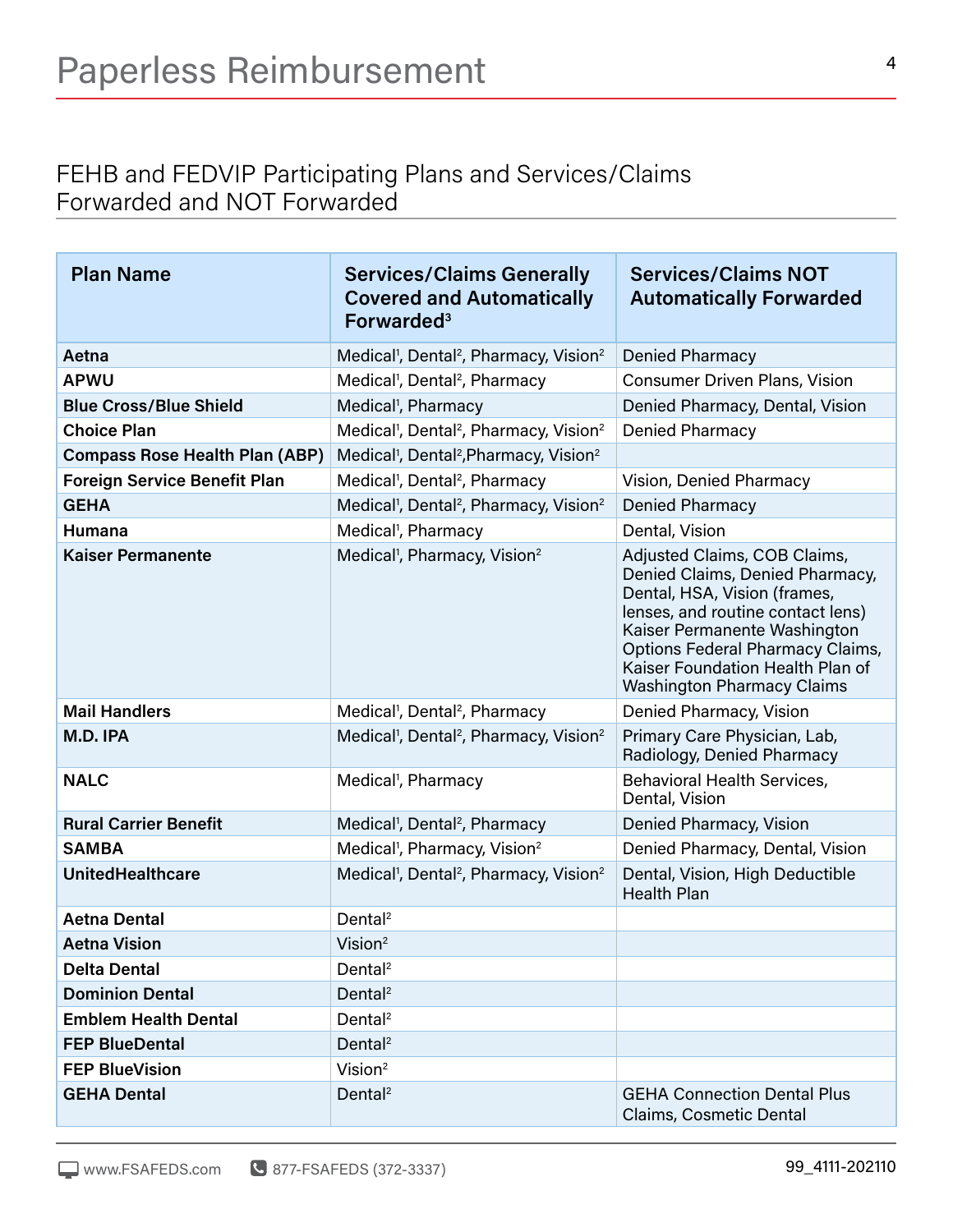# Paperless Reimbursement

## FEHB and FEDVIP Participating Plans and Services/Claims Forwarded and NOT Forwarded

| Plan Name | Services/Claims Generally Covered and Automatically Forwarded[3] | Services/Claims NOT Automatically Forwarded |
|---|---|---|
| **Aetna** | Medical[1], Dental[2], Pharmacy, Vision[2] | Denied Pharmacy |
| **APWU** | Medical[1], Dental[2], Pharmacy | Consumer Driven Plans, Vision |
| **Blue Cross/Blue Shield** | Medical[1], Pharmacy | Denied Pharmacy, Dental, Vision |
| **Choice Plan** | Medical[1], Dental[2], Pharmacy, Vision[2] | Denied Pharmacy |
| **Compass Rose Health Plan (ABP)** | Medical[1], Dental[2],Pharmacy, Vision[2] | |
| **Foreign Service Benefit Plan** | Medical[1], Dental[2], Pharmacy | Vision, Denied Pharmacy |
| **GEHA** | Medical[1], Dental[2], Pharmacy, Vision[2] | Denied Pharmacy |
| **Humana** | Medical[1], Pharmacy | Dental, Vision |
| **Kaiser Permanente** | Medical[1], Pharmacy, Vision[2] | Adjusted Claims, COB Claims, Denied Claims, Denied Pharmacy, Dental, HSA, Vision (frames, lenses, and routine contact lens) Kaiser Permanente Washington Options Federal Pharmacy Claims, Kaiser Foundation Health Plan of Washington Pharmacy Claims |
| **Mail Handlers** | Medical[1], Dental[2], Pharmacy | Denied Pharmacy, Vision |
| **M.D. IPA** | Medical[1], Dental[2], Pharmacy, Vision[2] | Primary Care Physician, Lab, Radiology, Denied Pharmacy |
| **NALC** | Medical[1], Pharmacy | Behavioral Health Services, Dental, Vision |
| **Rural Carrier Benefit** | Medical[1], Dental[2], Pharmacy | Denied Pharmacy, Vision |
| **SAMBA** | Medical[1], Pharmacy, Vision[2] | Denied Pharmacy, Dental, Vision |
| **UnitedHealthcare** | Medical[1], Dental[2], Pharmacy, Vision[2] | Dental, Vision, High Deductible Health Plan |
| **Aetna Dental** | Dental[2] | |
| **Aetna Vision** | Vision[2] | |
| **Delta Dental** | Dental[2] | |
| **Dominion Dental** | Dental[2] | |
| **Emblem Health Dental** | Dental[2] | |
| **FEP BlueDental** | Dental[2] | |
| **FEP BlueVision** | Vision[2] | |
| **GEHA Dental** | Dental[2] | GEHA Connection Dental Plus Claims, Cosmetic Dental |

www.FSAFEDS.com 877-FSAFEDS (372-3337)

99_4111-202110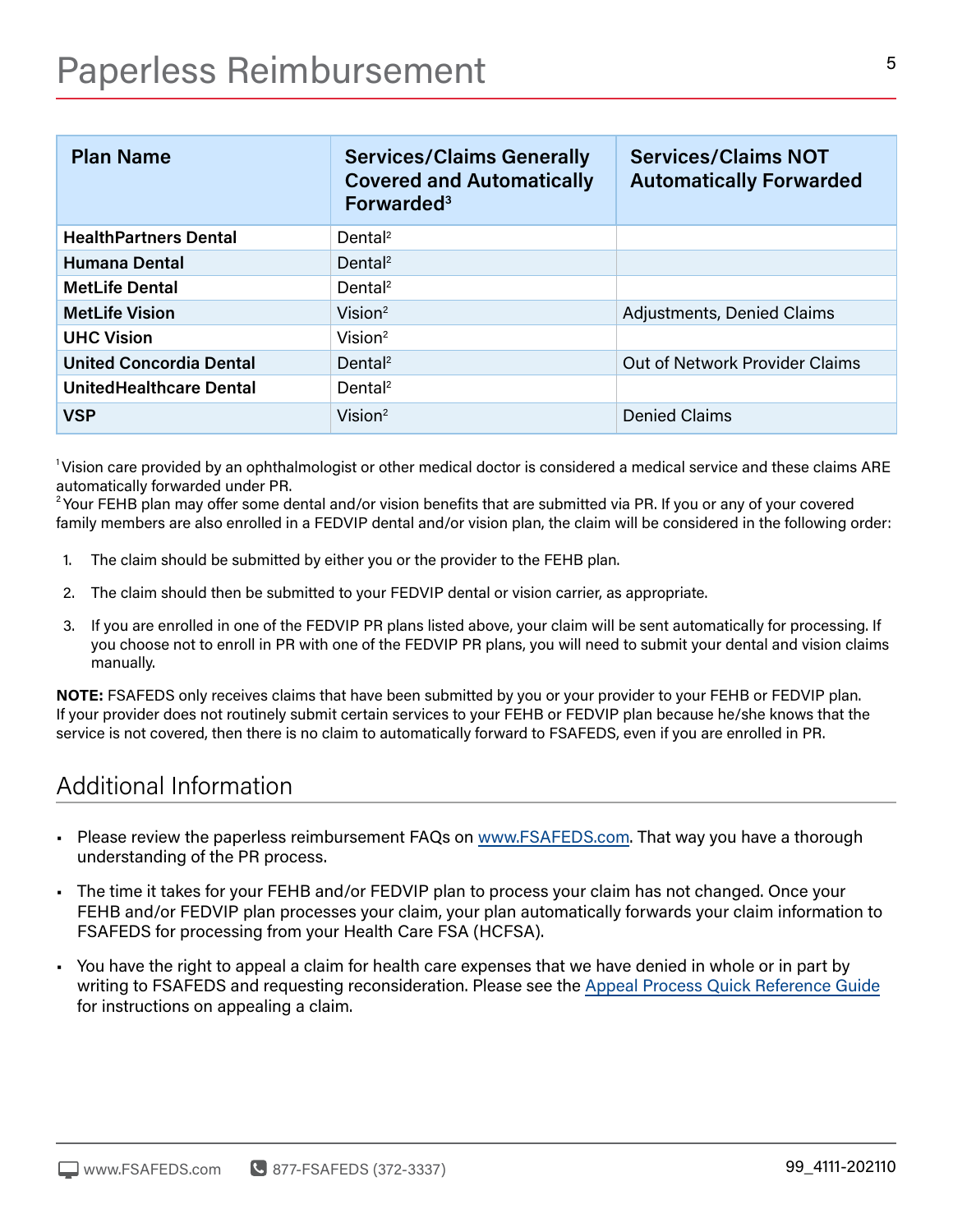# Paperless Reimbursement

| Plan Name | Services/Claims Generally Covered and Automatically Forwarded[3] | Services/Claims NOT Automatically Forwarded |
|---|---|---|
| **HealthPartners Dental** | Dental[2] | |
| **Humana Dental** | Dental[2] | |
| **MetLife Dental** | Dental[2] | |
| **MetLife Vision** | Vision[2] | Adjustments, Denied Claims |
| **UHC Vision** | Vision[2] | |
| **United Concordia Dental** | Dental[2] | Out of Network Provider Claims |
| **UnitedHealthcare Dental** | Dental[2] | |
| **VSP** | Vision[2] | Denied Claims |

[1] Vision care provided by an ophthalmologist or other medical doctor is considered a medical service and these claims ARE automatically forwarded under PR.

[2] Your FEHB plan may offer some dental and/or vision benefits that are submitted via PR. If you or any of your covered family members are also enrolled in a FEDVIP dental and/or vision plan, the claim will be considered in the following order:

1. The claim should be submitted by either you or the provider to the FEHB plan.
2. The claim should then be submitted to your FEDVIP dental or vision carrier, as appropriate.
3. If you are enrolled in one of the FEDVIP PR plans listed above, your claim will be sent automatically for processing. If you choose not to enroll in PR with one of the FEDVIP PR plans, you will need to submit your dental and vision claims manually.

**NOTE:** FSAFEDS only receives claims that have been submitted by you or your provider to your FEHB or FEDVIP plan. If your provider does not routinely submit certain services to your FEHB or FEDVIP plan because he/she knows that the service is not covered, then there is no claim to automatically forward to FSAFEDS, even if you are enrolled in PR.

## Additional Information

- Please review the paperless reimbursement FAQs on www.FSAFEDS.com. That way you have a thorough understanding of the PR process.
- The time it takes for your FEHB and/or FEDVIP plan to process your claim has not changed. Once your FEHB and/or FEDVIP plan processes your claim, your plan automatically forwards your claim information to FSAFEDS for processing from your Health Care FSA (HCFSA).
- You have the right to appeal a claim for health care expenses that we have denied in whole or in part by writing to FSAFEDS and requesting reconsideration. Please see the Appeal Process Quick Reference Guide for instructions on appealing a claim.